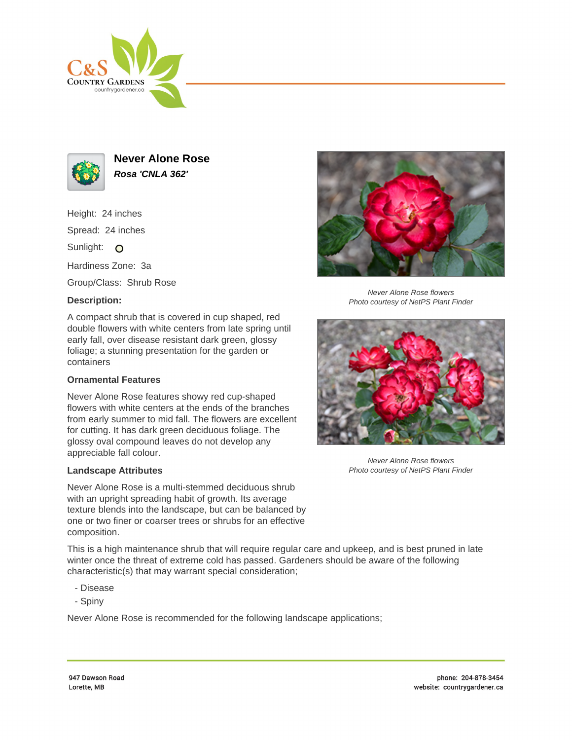# Never Alone Rose

***Rosa 'CNLA 362'***

Height: 24 inches

Spread: 24 inches

Sunlight: O

Hardiness Zone: 3a

Group/Class: Shrub Rose

**Description:**

A compact shrub that is covered in cup shaped, red double flowers with white centers from late spring until early fall, over disease resistant dark green, glossy foliage; a stunning presentation for the garden or containers

### Ornamental Features

Never Alone Rose features showy red cup-shaped flowers with white centers at the ends of the branches from early summer to mid fall. The flowers are excellent for cutting. It has dark green deciduous foliage. The glossy oval compound leaves do not develop any appreciable fall colour.

### Landscape Attributes

Never Alone Rose is a multi-stemmed deciduous shrub with an upright spreading habit of growth. Its average texture blends into the landscape, but can be balanced by one or two finer or coarser trees or shrubs for an effective composition.

This is a high maintenance shrub that will require regular care and upkeep, and is best pruned in late winter once the threat of extreme cold has passed. Gardeners should be aware of the following characteristic(s) that may warrant special consideration;

- Disease
- Spiny

Never Alone Rose is recommended for the following landscape applications;

*Never Alone Rose flowers*
*Photo courtesy of NetPS Plant Finder*

*Never Alone Rose flowers*
*Photo courtesy of NetPS Plant Finder*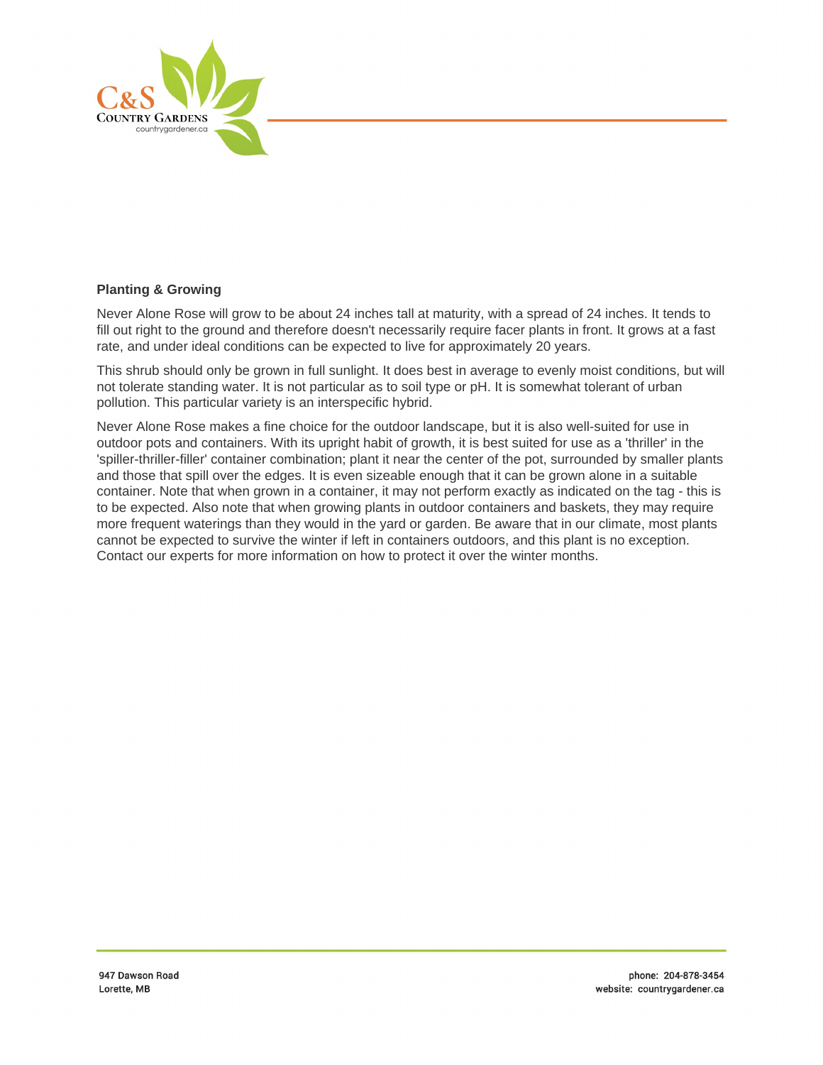## Planting & Growing

Never Alone Rose will grow to be about 24 inches tall at maturity, with a spread of 24 inches. It tends to fill out right to the ground and therefore doesn't necessarily require facer plants in front. It grows at a fast rate, and under ideal conditions can be expected to live for approximately 20 years.

This shrub should only be grown in full sunlight. It does best in average to evenly moist conditions, but will not tolerate standing water. It is not particular as to soil type or pH. It is somewhat tolerant of urban pollution. This particular variety is an interspecific hybrid.

Never Alone Rose makes a fine choice for the outdoor landscape, but it is also well-suited for use in outdoor pots and containers. With its upright habit of growth, it is best suited for use as a 'thriller' in the 'spiller-thriller-filler' container combination; plant it near the center of the pot, surrounded by smaller plants and those that spill over the edges. It is even sizeable enough that it can be grown alone in a suitable container. Note that when grown in a container, it may not perform exactly as indicated on the tag - this is to be expected. Also note that when growing plants in outdoor containers and baskets, they may require more frequent waterings than they would in the yard or garden. Be aware that in our climate, most plants cannot be expected to survive the winter if left in containers outdoors, and this plant is no exception. Contact our experts for more information on how to protect it over the winter months.